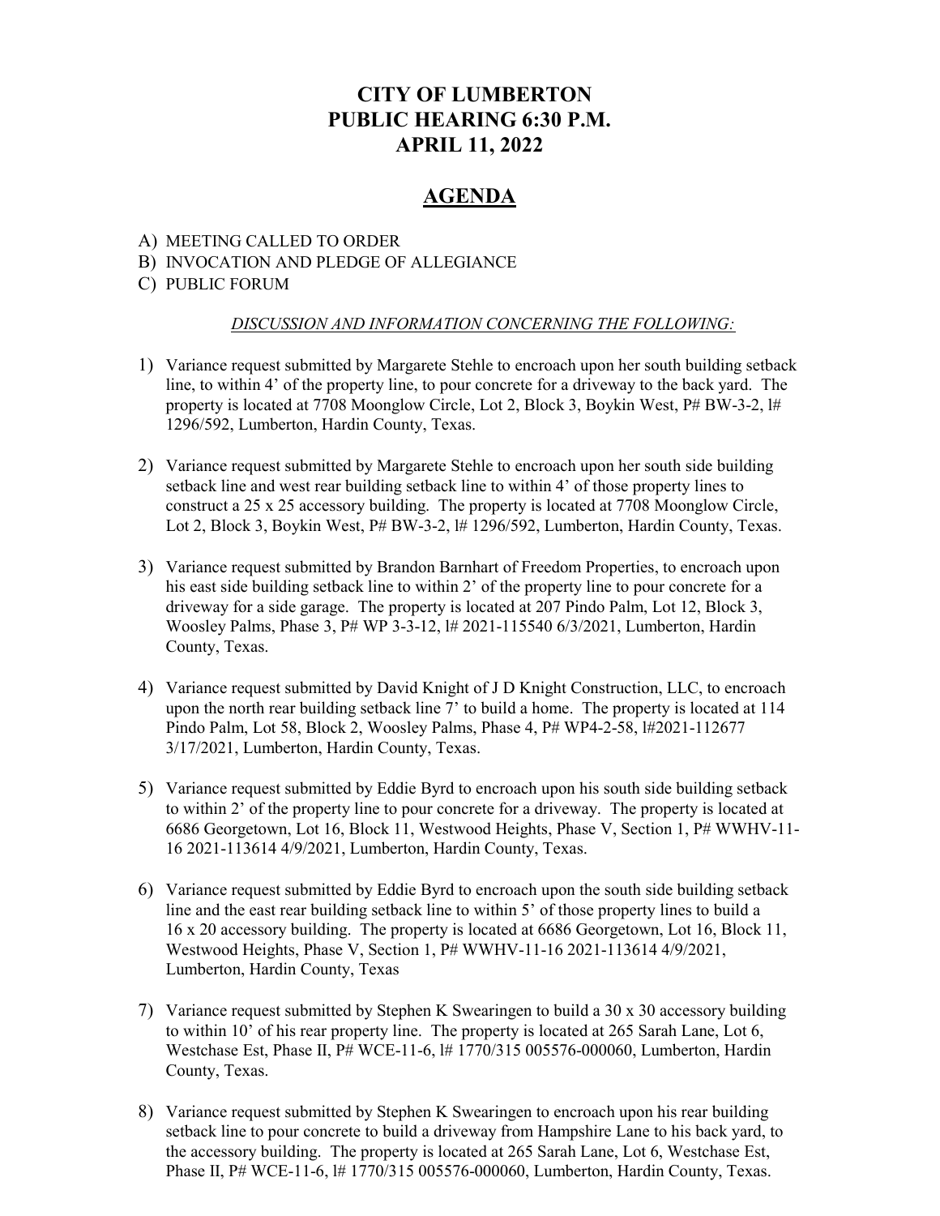# CITY OF LUMBERTON
# PUBLIC HEARING 6:30 P.M.
# APRIL 11, 2022

## AGENDA

A) MEETING CALLED TO ORDER
B) INVOCATION AND PLEDGE OF ALLEGIANCE
C) PUBLIC FORUM

*DISCUSSION AND INFORMATION CONCERNING THE FOLLOWING:*

1) Variance request submitted by Margarete Stehle to encroach upon her south building setback line, to within 4' of the property line, to pour concrete for a driveway to the back yard. The property is located at 7708 Moonglow Circle, Lot 2, Block 3, Boykin West, P# BW-3-2, l# 1296/592, Lumberton, Hardin County, Texas.

2) Variance request submitted by Margarete Stehle to encroach upon her south side building setback line and west rear building setback line to within 4' of those property lines to construct a 25 x 25 accessory building. The property is located at 7708 Moonglow Circle, Lot 2, Block 3, Boykin West, P# BW-3-2, l# 1296/592, Lumberton, Hardin County, Texas.

3) Variance request submitted by Brandon Barnhart of Freedom Properties, to encroach upon his east side building setback line to within 2' of the property line to pour concrete for a driveway for a side garage. The property is located at 207 Pindo Palm, Lot 12, Block 3, Woosley Palms, Phase 3, P# WP 3-3-12, l# 2021-115540 6/3/2021, Lumberton, Hardin County, Texas.

4) Variance request submitted by David Knight of J D Knight Construction, LLC, to encroach upon the north rear building setback line 7' to build a home. The property is located at 114 Pindo Palm, Lot 58, Block 2, Woosley Palms, Phase 4, P# WP4-2-58, l#2021-112677 3/17/2021, Lumberton, Hardin County, Texas.

5) Variance request submitted by Eddie Byrd to encroach upon his south side building setback to within 2' of the property line to pour concrete for a driveway. The property is located at 6686 Georgetown, Lot 16, Block 11, Westwood Heights, Phase V, Section 1, P# WWHV-11-16 2021-113614 4/9/2021, Lumberton, Hardin County, Texas.

6) Variance request submitted by Eddie Byrd to encroach upon the south side building setback line and the east rear building setback line to within 5' of those property lines to build a 16 x 20 accessory building. The property is located at 6686 Georgetown, Lot 16, Block 11, Westwood Heights, Phase V, Section 1, P# WWHV-11-16 2021-113614 4/9/2021, Lumberton, Hardin County, Texas

7) Variance request submitted by Stephen K Swearingen to build a 30 x 30 accessory building to within 10' of his rear property line. The property is located at 265 Sarah Lane, Lot 6, Westchase Est, Phase II, P# WCE-11-6, l# 1770/315 005576-000060, Lumberton, Hardin County, Texas.

8) Variance request submitted by Stephen K Swearingen to encroach upon his rear building setback line to pour concrete to build a driveway from Hampshire Lane to his back yard, to the accessory building. The property is located at 265 Sarah Lane, Lot 6, Westchase Est, Phase II, P# WCE-11-6, l# 1770/315 005576-000060, Lumberton, Hardin County, Texas.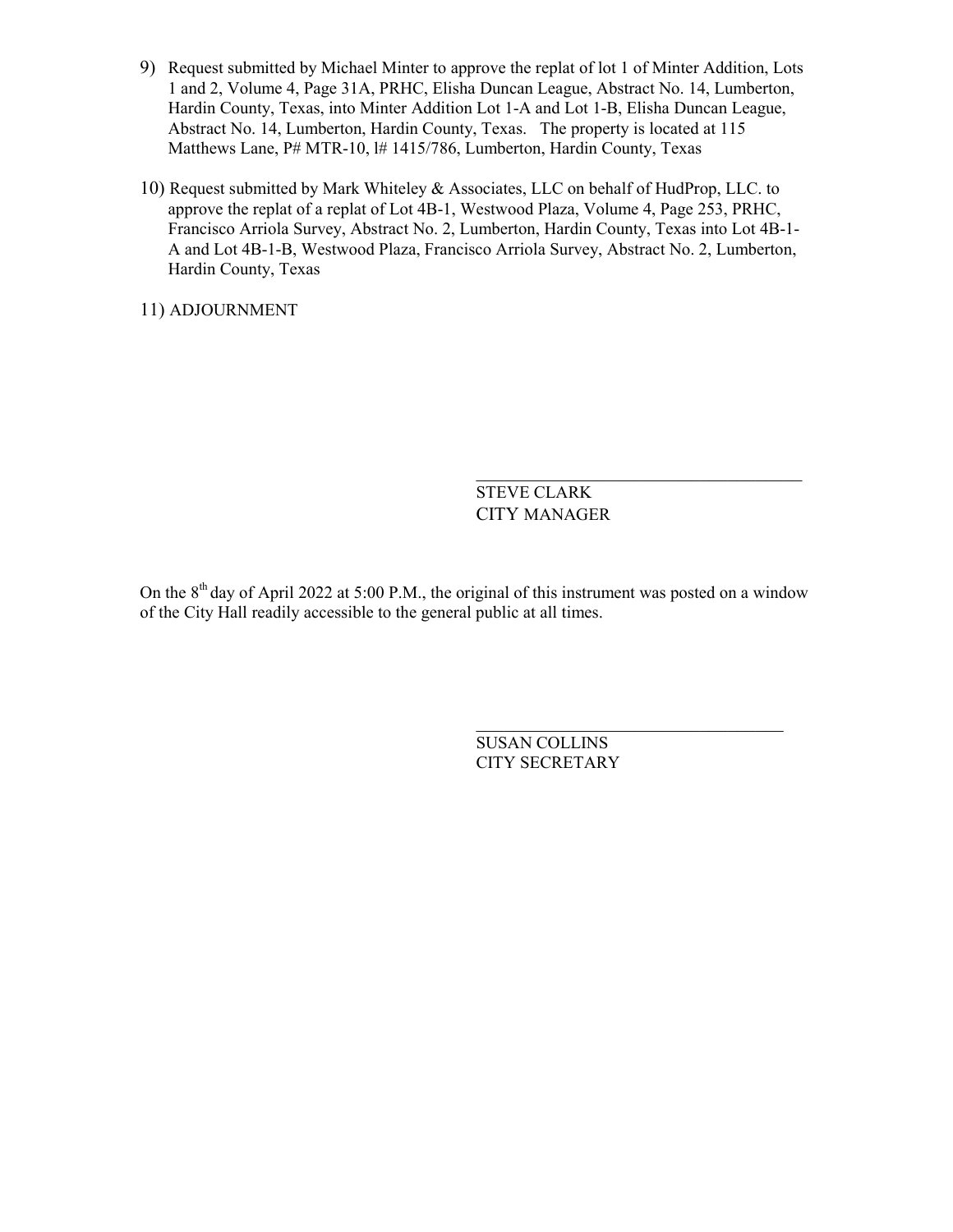9) Request submitted by Michael Minter to approve the replat of lot 1 of Minter Addition, Lots 1 and 2, Volume 4, Page 31A, PRHC, Elisha Duncan League, Abstract No. 14, Lumberton, Hardin County, Texas, into Minter Addition Lot 1-A and Lot 1-B, Elisha Duncan League, Abstract No. 14, Lumberton, Hardin County, Texas. The property is located at 115 Matthews Lane, P# MTR-10, l# 1415/786, Lumberton, Hardin County, Texas

10) Request submitted by Mark Whiteley & Associates, LLC on behalf of HudProp, LLC. to approve the replat of a replat of Lot 4B-1, Westwood Plaza, Volume 4, Page 253, PRHC, Francisco Arriola Survey, Abstract No. 2, Lumberton, Hardin County, Texas into Lot 4B-1-A and Lot 4B-1-B, Westwood Plaza, Francisco Arriola Survey, Abstract No. 2, Lumberton, Hardin County, Texas

11) ADJOURNMENT

\_\_\_\_\_\_\_\_\_\_\_\_\_\_\_\_\_\_\_\_\_\_\_\_\_\_\_\_\_\_\_\_\_\_\_\_\_\_

STEVE CLARK
CITY MANAGER

On the 8th day of April 2022 at 5:00 P.M., the original of this instrument was posted on a window of the City Hall readily accessible to the general public at all times.

\_\_\_\_\_\_\_\_\_\_\_\_\_\_\_\_\_\_\_\_\_\_\_\_\_\_\_\_\_\_\_\_\_\_\_\_\_\_

SUSAN COLLINS
CITY SECRETARY